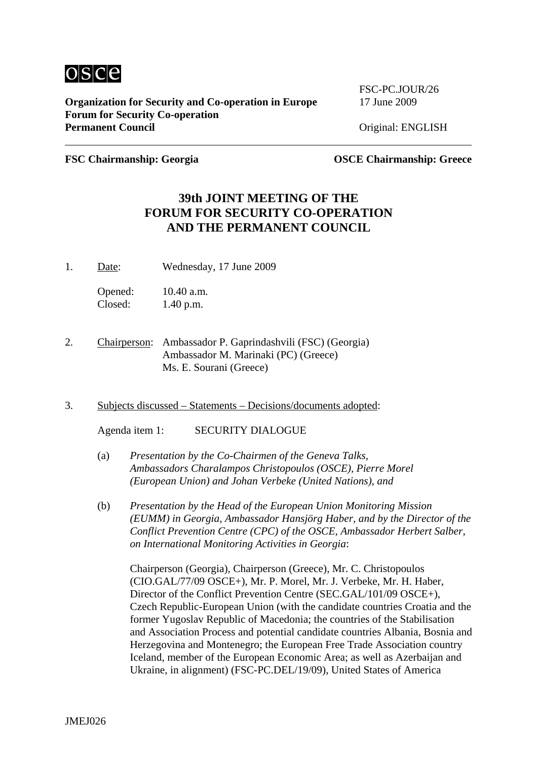OSCE

**Organization for Security and Co-operation in Europe**
**Forum for Security Co-operation**
**Permanent Council**

FSC-PC.JOUR/26
17 June 2009

Original: ENGLISH

**FSC Chairmanship: Georgia** **OSCE Chairmanship: Greece**

# 39th JOINT MEETING OF THE FORUM FOR SECURITY CO-OPERATION AND THE PERMANENT COUNCIL

1. Date: Wednesday, 17 June 2009

   Opened: 10.40 a.m.
   Closed: 1.40 p.m.

2. Chairperson: Ambassador P. Gaprindashvili (FSC) (Georgia)
   Ambassador M. Marinaki (PC) (Greece)
   Ms. E. Sourani (Greece)

3. Subjects discussed – Statements – Decisions/documents adopted:

   Agenda item 1: SECURITY DIALOGUE

   (a) *Presentation by the Co-Chairmen of the Geneva Talks, Ambassadors Charalampos Christopoulos (OSCE), Pierre Morel (European Union) and Johan Verbeke (United Nations), and*

   (b) *Presentation by the Head of the European Union Monitoring Mission (EUMM) in Georgia, Ambassador Hansjörg Haber, and by the Director of the Conflict Prevention Centre (CPC) of the OSCE, Ambassador Herbert Salber, on International Monitoring Activities in Georgia*:

   Chairperson (Georgia), Chairperson (Greece), Mr. C. Christopoulos (CIO.GAL/77/09 OSCE+), Mr. P. Morel, Mr. J. Verbeke, Mr. H. Haber, Director of the Conflict Prevention Centre (SEC.GAL/101/09 OSCE+), Czech Republic-European Union (with the candidate countries Croatia and the former Yugoslav Republic of Macedonia; the countries of the Stabilisation and Association Process and potential candidate countries Albania, Bosnia and Herzegovina and Montenegro; the European Free Trade Association country Iceland, member of the European Economic Area; as well as Azerbaijan and Ukraine, in alignment) (FSC-PC.DEL/19/09), United States of America

JMEJ026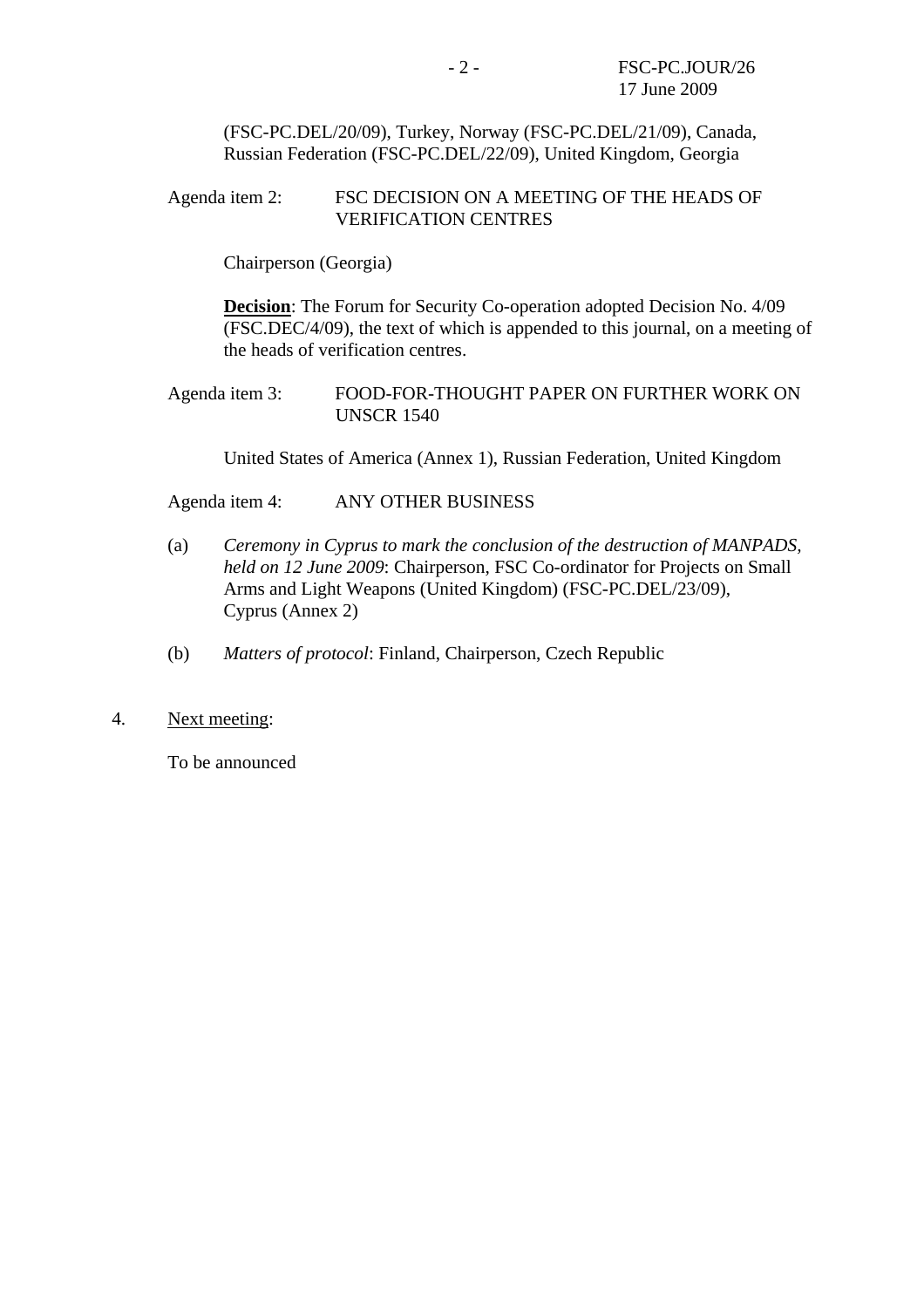(FSC-PC.DEL/20/09), Turkey, Norway (FSC-PC.DEL/21/09), Canada, Russian Federation (FSC-PC.DEL/22/09), United Kingdom, Georgia

Agenda item 2: FSC DECISION ON A MEETING OF THE HEADS OF VERIFICATION CENTRES

Chairperson (Georgia)

**Decision**: The Forum for Security Co-operation adopted Decision No. 4/09 (FSC.DEC/4/09), the text of which is appended to this journal, on a meeting of the heads of verification centres.

Agenda item 3: FOOD-FOR-THOUGHT PAPER ON FURTHER WORK ON UNSCR 1540

United States of America (Annex 1), Russian Federation, United Kingdom

Agenda item 4: ANY OTHER BUSINESS

(a) *Ceremony in Cyprus to mark the conclusion of the destruction of MANPADS, held on 12 June 2009*: Chairperson, FSC Co-ordinator for Projects on Small Arms and Light Weapons (United Kingdom) (FSC-PC.DEL/23/09), Cyprus (Annex 2)

(b) *Matters of protocol*: Finland, Chairperson, Czech Republic

4. Next meeting:

To be announced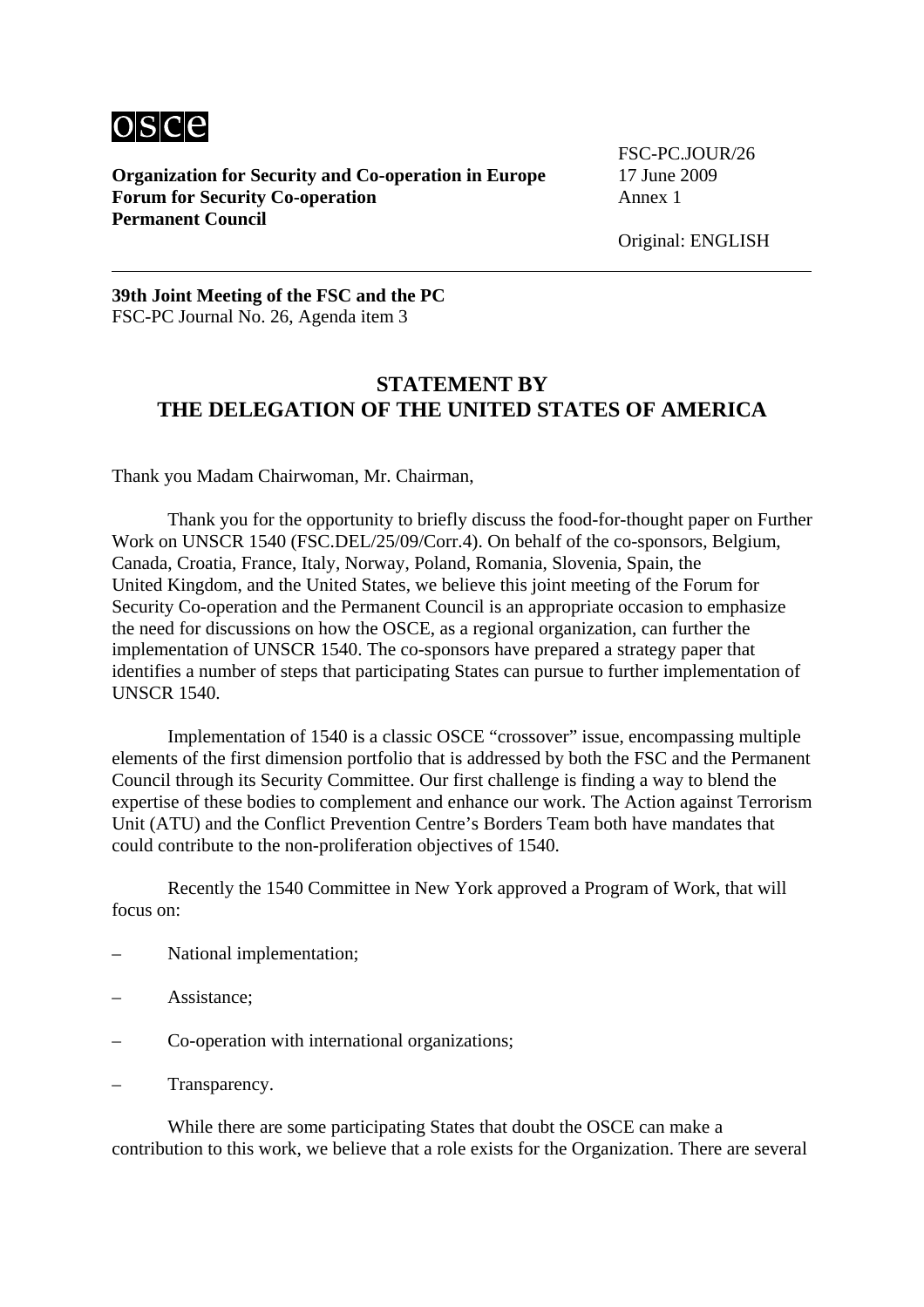**Organization for Security and Co-operation in Europe**
**Forum for Security Co-operation**
**Permanent Council**

FSC-PC.JOUR/26
17 June 2009
Annex 1

Original: ENGLISH

---

**39th Joint Meeting of the FSC and the PC**
FSC-PC Journal No. 26, Agenda item 3

## STATEMENT BY THE DELEGATION OF THE UNITED STATES OF AMERICA

Thank you Madam Chairwoman, Mr. Chairman,

Thank you for the opportunity to briefly discuss the food-for-thought paper on Further Work on UNSCR 1540 (FSC.DEL/25/09/Corr.4). On behalf of the co-sponsors, Belgium, Canada, Croatia, France, Italy, Norway, Poland, Romania, Slovenia, Spain, the United Kingdom, and the United States, we believe this joint meeting of the Forum for Security Co-operation and the Permanent Council is an appropriate occasion to emphasize the need for discussions on how the OSCE, as a regional organization, can further the implementation of UNSCR 1540. The co-sponsors have prepared a strategy paper that identifies a number of steps that participating States can pursue to further implementation of UNSCR 1540.

Implementation of 1540 is a classic OSCE "crossover" issue, encompassing multiple elements of the first dimension portfolio that is addressed by both the FSC and the Permanent Council through its Security Committee. Our first challenge is finding a way to blend the expertise of these bodies to complement and enhance our work. The Action against Terrorism Unit (ATU) and the Conflict Prevention Centre's Borders Team both have mandates that could contribute to the non-proliferation objectives of 1540.

Recently the 1540 Committee in New York approved a Program of Work, that will focus on:

– National implementation;

– Assistance;

– Co-operation with international organizations;

– Transparency.

While there are some participating States that doubt the OSCE can make a contribution to this work, we believe that a role exists for the Organization. There are several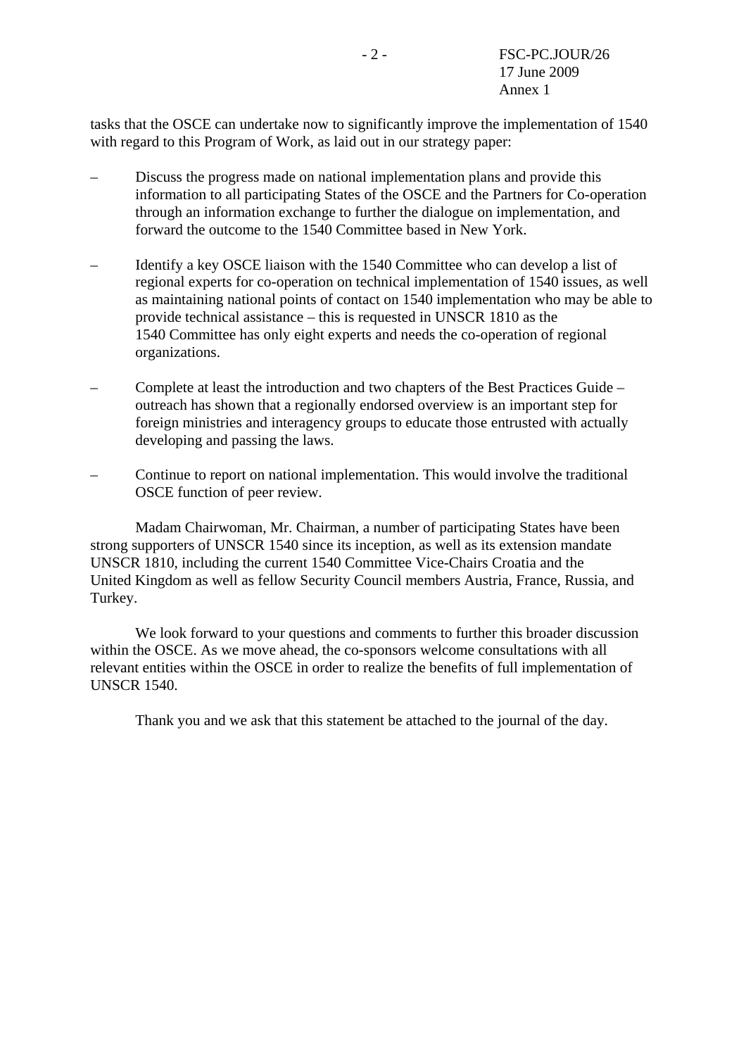tasks that the OSCE can undertake now to significantly improve the implementation of 1540 with regard to this Program of Work, as laid out in our strategy paper:

– Discuss the progress made on national implementation plans and provide this information to all participating States of the OSCE and the Partners for Co-operation through an information exchange to further the dialogue on implementation, and forward the outcome to the 1540 Committee based in New York.

– Identify a key OSCE liaison with the 1540 Committee who can develop a list of regional experts for co-operation on technical implementation of 1540 issues, as well as maintaining national points of contact on 1540 implementation who may be able to provide technical assistance – this is requested in UNSCR 1810 as the 1540 Committee has only eight experts and needs the co-operation of regional organizations.

– Complete at least the introduction and two chapters of the Best Practices Guide – outreach has shown that a regionally endorsed overview is an important step for foreign ministries and interagency groups to educate those entrusted with actually developing and passing the laws.

– Continue to report on national implementation. This would involve the traditional OSCE function of peer review.

Madam Chairwoman, Mr. Chairman, a number of participating States have been strong supporters of UNSCR 1540 since its inception, as well as its extension mandate UNSCR 1810, including the current 1540 Committee Vice-Chairs Croatia and the United Kingdom as well as fellow Security Council members Austria, France, Russia, and Turkey.

We look forward to your questions and comments to further this broader discussion within the OSCE. As we move ahead, the co-sponsors welcome consultations with all relevant entities within the OSCE in order to realize the benefits of full implementation of UNSCR 1540.

Thank you and we ask that this statement be attached to the journal of the day.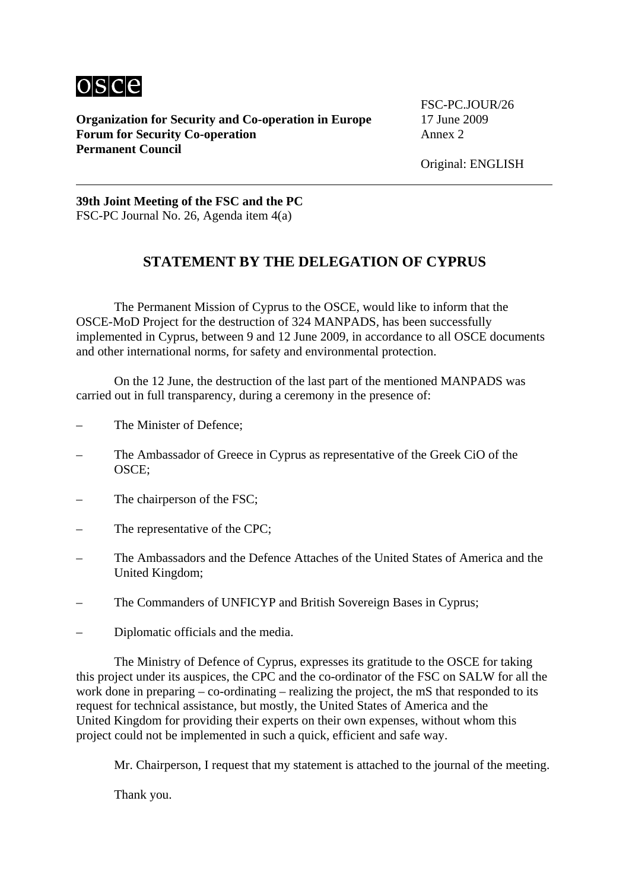**Organization for Security and Co-operation in Europe**
**Forum for Security Co-operation**
**Permanent Council**

FSC-PC.JOUR/26
17 June 2009
Annex 2

Original: ENGLISH

**39th Joint Meeting of the FSC and the PC**
FSC-PC Journal No. 26, Agenda item 4(a)

## STATEMENT BY THE DELEGATION OF CYPRUS

The Permanent Mission of Cyprus to the OSCE, would like to inform that the OSCE-MoD Project for the destruction of 324 MANPADS, has been successfully implemented in Cyprus, between 9 and 12 June 2009, in accordance to all OSCE documents and other international norms, for safety and environmental protection.

On the 12 June, the destruction of the last part of the mentioned MANPADS was carried out in full transparency, during a ceremony in the presence of:

- The Minister of Defence;
- The Ambassador of Greece in Cyprus as representative of the Greek CiO of the OSCE;
- The chairperson of the FSC;
- The representative of the CPC;
- The Ambassadors and the Defence Attaches of the United States of America and the United Kingdom;
- The Commanders of UNFICYP and British Sovereign Bases in Cyprus;
- Diplomatic officials and the media.

The Ministry of Defence of Cyprus, expresses its gratitude to the OSCE for taking this project under its auspices, the CPC and the co-ordinator of the FSC on SALW for all the work done in preparing – co-ordinating – realizing the project, the mS that responded to its request for technical assistance, but mostly, the United States of America and the United Kingdom for providing their experts on their own expenses, without whom this project could not be implemented in such a quick, efficient and safe way.

Mr. Chairperson, I request that my statement is attached to the journal of the meeting.

Thank you.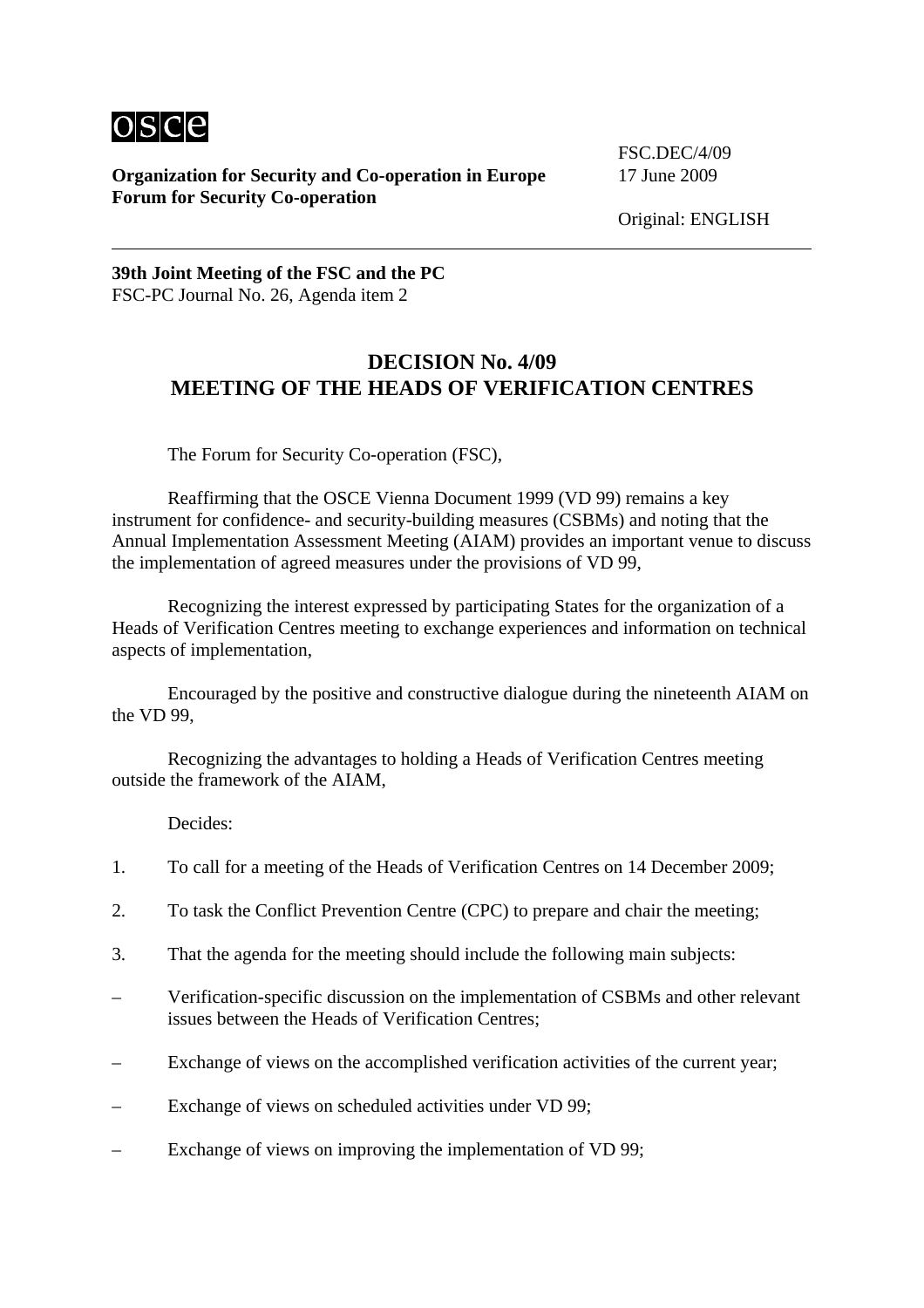**Organization for Security and Co-operation in Europe**
**Forum for Security Co-operation**

FSC.DEC/4/09
17 June 2009

Original: ENGLISH

**39th Joint Meeting of the FSC and the PC**
FSC-PC Journal No. 26, Agenda item 2

## DECISION No. 4/09
## MEETING OF THE HEADS OF VERIFICATION CENTRES

The Forum for Security Co-operation (FSC),

Reaffirming that the OSCE Vienna Document 1999 (VD 99) remains a key instrument for confidence- and security-building measures (CSBMs) and noting that the Annual Implementation Assessment Meeting (AIAM) provides an important venue to discuss the implementation of agreed measures under the provisions of VD 99,

Recognizing the interest expressed by participating States for the organization of a Heads of Verification Centres meeting to exchange experiences and information on technical aspects of implementation,

Encouraged by the positive and constructive dialogue during the nineteenth AIAM on the VD 99,

Recognizing the advantages to holding a Heads of Verification Centres meeting outside the framework of the AIAM,

Decides:

1. To call for a meeting of the Heads of Verification Centres on 14 December 2009;

2. To task the Conflict Prevention Centre (CPC) to prepare and chair the meeting;

3. That the agenda for the meeting should include the following main subjects:

– Verification-specific discussion on the implementation of CSBMs and other relevant issues between the Heads of Verification Centres;

– Exchange of views on the accomplished verification activities of the current year;

– Exchange of views on scheduled activities under VD 99;

– Exchange of views on improving the implementation of VD 99;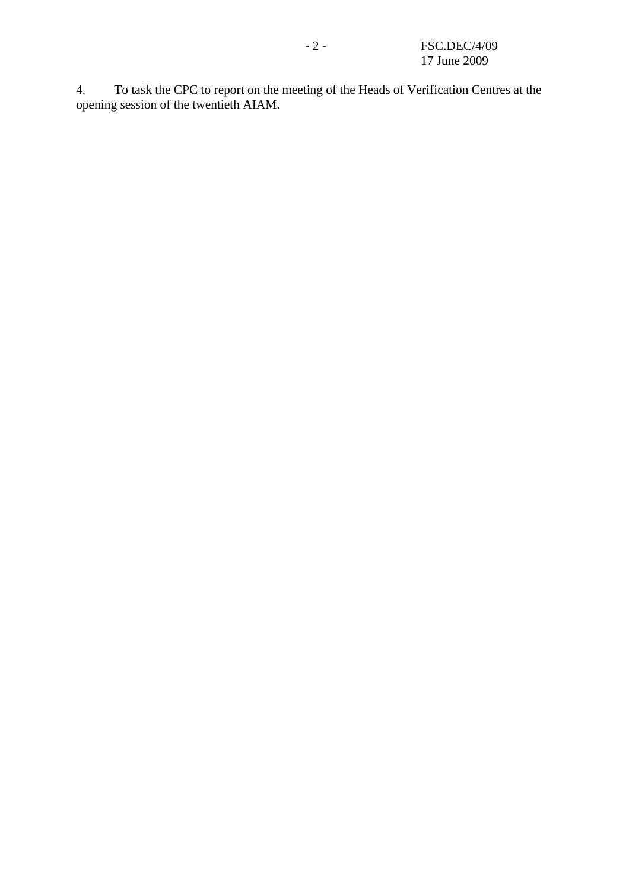4. To task the CPC to report on the meeting of the Heads of Verification Centres at the opening session of the twentieth AIAM.